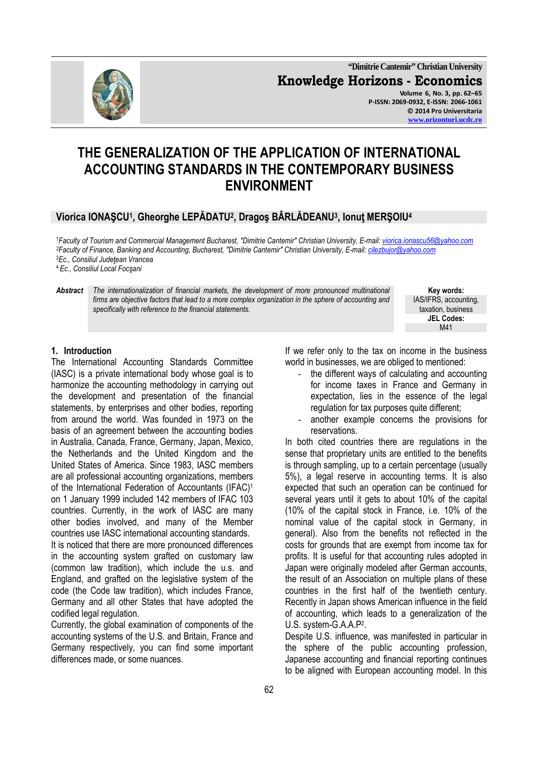# THE GENERALIZATION OF THE APPLICATION OF INTERNATIONAL ACCOUNTING STANDARDS IN THE CONTEMPORARY BUSINESS ENVIRONMENT

**Viorica IONAŞCU[1], Gheorghe LEPĂDATU[2], Dragoş BÂRLĂDEANU[3], Ionuţ MERŞOIU[4]**

[1]*Faculty of Tourism and Commercial Management Bucharest, "Dimitrie Cantemir" Christian University, E-mail: viorica.ionascu56@yahoo.com*
[2]*Faculty of Finance, Banking and Accounting, Bucharest, "Dimitrie Cantemir" Christian University, E-mail: cilezbujor@yahoo.com*
[3]*Ec., Consiliul Judeţean Vrancea*
[4]*Ec., Consiliul Local Focşani*

***Abstract*** *The internationalization of financial markets, the development of more pronounced multinational firms are objective factors that lead to a more complex organization in the sphere of accounting and specifically with reference to the financial statements.*

**Key words:** IAS/IFRS, accounting, taxation, business

**JEL Codes:** M41

## 1. Introduction

The International Accounting Standards Committee (IASC) is a private international body whose goal is to harmonize the accounting methodology in carrying out the development and presentation of the financial statements, by enterprises and other bodies, reporting from around the world. Was founded in 1973 on the basis of an agreement between the accounting bodies in Australia, Canada, France, Germany, Japan, Mexico, the Netherlands and the United Kingdom and the United States of America. Since 1983, IASC members are all professional accounting organizations, members of the International Federation of Accountants (IFAC)[1] on 1 January 1999 included 142 members of IFAC 103 countries. Currently, in the work of IASC are many other bodies involved, and many of the Member countries use IASC international accounting standards.

It is noticed that there are more pronounced differences in the accounting system grafted on customary law (common law tradition), which include the u.s. and England, and grafted on the legislative system of the code (the Code law tradition), which includes France, Germany and all other States that have adopted the codified legal regulation.

Currently, the global examination of components of the accounting systems of the U.S. and Britain, France and Germany respectively, you can find some important differences made, or some nuances.

If we refer only to the tax on income in the business world in businesses, we are obliged to mentioned:

- the different ways of calculating and accounting for income taxes in France and Germany in expectation, lies in the essence of the legal regulation for tax purposes quite different;
- another example concerns the provisions for reservations.

In both cited countries there are regulations in the sense that proprietary units are entitled to the benefits is through sampling, up to a certain percentage (usually 5%), a legal reserve in accounting terms. It is also expected that such an operation can be continued for several years until it gets to about 10% of the capital (10% of the capital stock in France, i.e. 10% of the nominal value of the capital stock in Germany, in general). Also from the benefits not reflected in the costs for grounds that are exempt from income tax for profits. It is useful for that accounting rules adopted in Japan were originally modeled after German accounts, the result of an Association on multiple plans of these countries in the first half of the twentieth century. Recently in Japan shows American influence in the field of accounting, which leads to a generalization of the U.S. system-G.A.A.P[2].

Despite U.S. influence, was manifested in particular in the sphere of the public accounting profession, Japanese accounting and financial reporting continues to be aligned with European accounting model. In this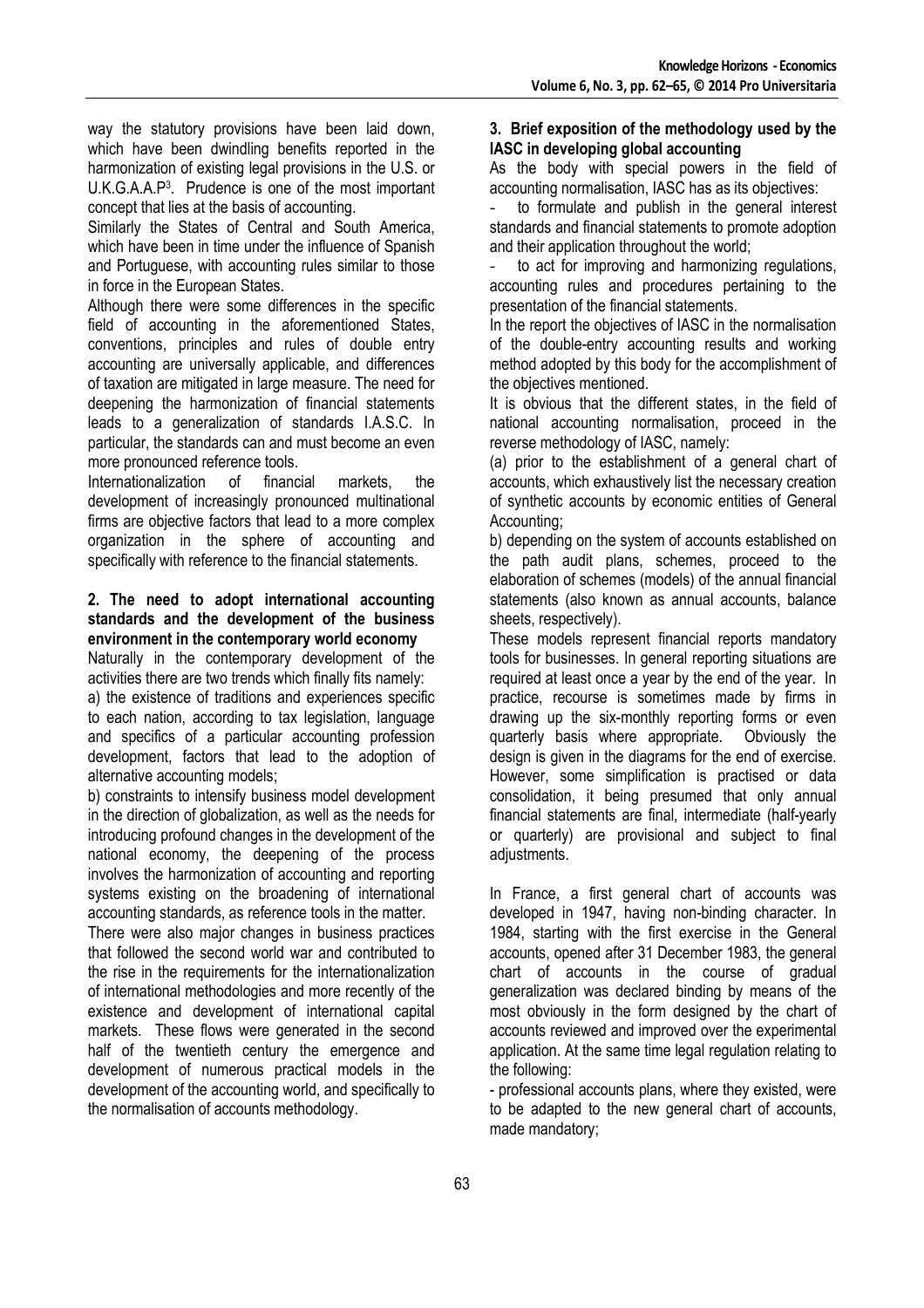way the statutory provisions have been laid down, which have been dwindling benefits reported in the harmonization of existing legal provisions in the U.S. or U.K.G.A.A.P[3]. Prudence is one of the most important concept that lies at the basis of accounting.

Similarly the States of Central and South America, which have been in time under the influence of Spanish and Portuguese, with accounting rules similar to those in force in the European States.

Although there were some differences in the specific field of accounting in the aforementioned States, conventions, principles and rules of double entry accounting are universally applicable, and differences of taxation are mitigated in large measure. The need for deepening the harmonization of financial statements leads to a generalization of standards I.A.S.C. In particular, the standards can and must become an even more pronounced reference tools.

Internationalization of financial markets, the development of increasingly pronounced multinational firms are objective factors that lead to a more complex organization in the sphere of accounting and specifically with reference to the financial statements.

## 2. The need to adopt international accounting standards and the development of the business environment in the contemporary world economy

Naturally in the contemporary development of the activities there are two trends which finally fits namely:

a) the existence of traditions and experiences specific to each nation, according to tax legislation, language and specifics of a particular accounting profession development, factors that lead to the adoption of alternative accounting models;

b) constraints to intensify business model development in the direction of globalization, as well as the needs for introducing profound changes in the development of the national economy, the deepening of the process involves the harmonization of accounting and reporting systems existing on the broadening of international accounting standards, as reference tools in the matter.

There were also major changes in business practices that followed the second world war and contributed to the rise in the requirements for the internationalization of international methodologies and more recently of the existence and development of international capital markets. These flows were generated in the second half of the twentieth century the emergence and development of numerous practical models in the development of the accounting world, and specifically to the normalisation of accounts methodology.

## 3. Brief exposition of the methodology used by the IASC in developing global accounting

As the body with special powers in the field of accounting normalisation, IASC has as its objectives:

- to formulate and publish in the general interest standards and financial statements to promote adoption and their application throughout the world;
- to act for improving and harmonizing regulations, accounting rules and procedures pertaining to the presentation of the financial statements.

In the report the objectives of IASC in the normalisation of the double-entry accounting results and working method adopted by this body for the accomplishment of the objectives mentioned.

It is obvious that the different states, in the field of national accounting normalisation, proceed in the reverse methodology of IASC, namely:

(a) prior to the establishment of a general chart of accounts, which exhaustively list the necessary creation of synthetic accounts by economic entities of General Accounting;

b) depending on the system of accounts established on the path audit plans, schemes, proceed to the elaboration of schemes (models) of the annual financial statements (also known as annual accounts, balance sheets, respectively).

These models represent financial reports mandatory tools for businesses. In general reporting situations are required at least once a year by the end of the year. In practice, recourse is sometimes made by firms in drawing up the six-monthly reporting forms or even quarterly basis where appropriate. Obviously the design is given in the diagrams for the end of exercise. However, some simplification is practised or data consolidation, it being presumed that only annual financial statements are final, intermediate (half-yearly or quarterly) are provisional and subject to final adjustments.

In France, a first general chart of accounts was developed in 1947, having non-binding character. In 1984, starting with the first exercise in the General accounts, opened after 31 December 1983, the general chart of accounts in the course of gradual generalization was declared binding by means of the most obviously in the form designed by the chart of accounts reviewed and improved over the experimental application. At the same time legal regulation relating to the following:

- professional accounts plans, where they existed, were to be adapted to the new general chart of accounts, made mandatory;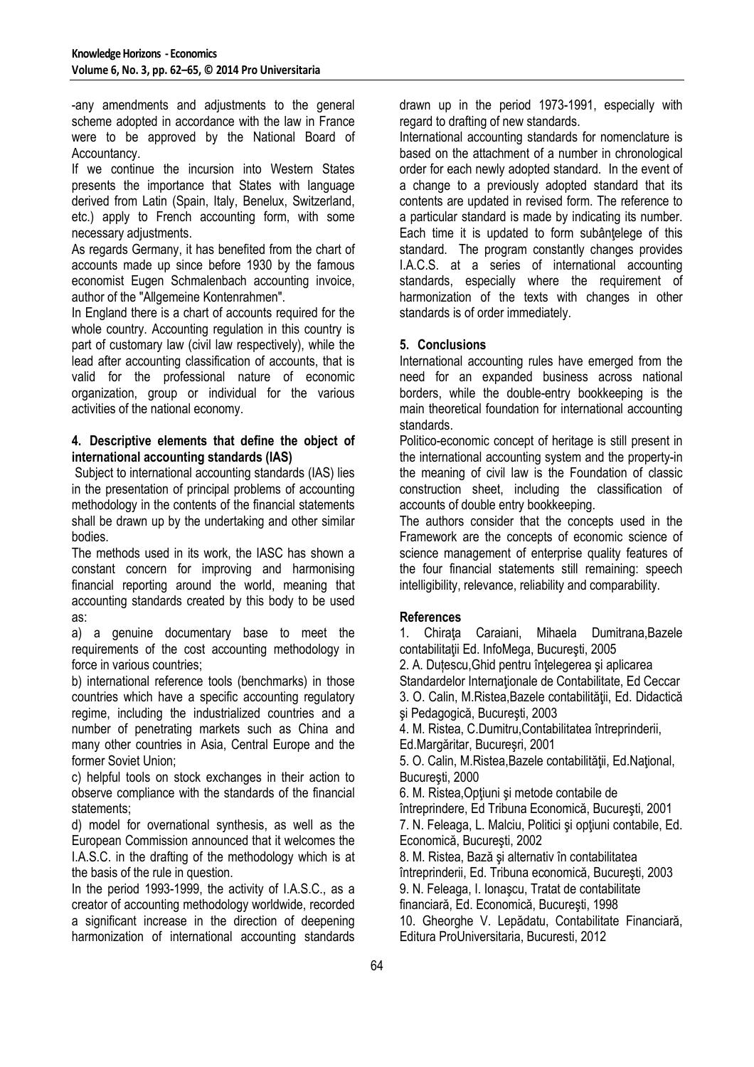-any amendments and adjustments to the general scheme adopted in accordance with the law in France were to be approved by the National Board of Accountancy.

If we continue the incursion into Western States presents the importance that States with language derived from Latin (Spain, Italy, Benelux, Switzerland, etc.) apply to French accounting form, with some necessary adjustments.

As regards Germany, it has benefited from the chart of accounts made up since before 1930 by the famous economist Eugen Schmalenbach accounting invoice, author of the "Allgemeine Kontenrahmen".

In England there is a chart of accounts required for the whole country. Accounting regulation in this country is part of customary law (civil law respectively), while the lead after accounting classification of accounts, that is valid for the professional nature of economic organization, group or individual for the various activities of the national economy.

## 4. Descriptive elements that define the object of international accounting standards (IAS)

Subject to international accounting standards (IAS) lies in the presentation of principal problems of accounting methodology in the contents of the financial statements shall be drawn up by the undertaking and other similar bodies.

The methods used in its work, the IASC has shown a constant concern for improving and harmonising financial reporting around the world, meaning that accounting standards created by this body to be used as:

a) a genuine documentary base to meet the requirements of the cost accounting methodology in force in various countries;

b) international reference tools (benchmarks) in those countries which have a specific accounting regulatory regime, including the industrialized countries and a number of penetrating markets such as China and many other countries in Asia, Central Europe and the former Soviet Union;

c) helpful tools on stock exchanges in their action to observe compliance with the standards of the financial statements;

d) model for overnational synthesis, as well as the European Commission announced that it welcomes the I.A.S.C. in the drafting of the methodology which is at the basis of the rule in question.

In the period 1993-1999, the activity of I.A.S.C., as a creator of accounting methodology worldwide, recorded a significant increase in the direction of deepening harmonization of international accounting standards drawn up in the period 1973-1991, especially with regard to drafting of new standards.

International accounting standards for nomenclature is based on the attachment of a number in chronological order for each newly adopted standard. In the event of a change to a previously adopted standard that its contents are updated in revised form. The reference to a particular standard is made by indicating its number. Each time it is updated to form subânţelege of this standard. The program constantly changes provides I.A.C.S. at a series of international accounting standards, especially where the requirement of harmonization of the texts with changes in other standards is of order immediately.

## 5. Conclusions

International accounting rules have emerged from the need for an expanded business across national borders, while the double-entry bookkeeping is the main theoretical foundation for international accounting standards.

Politico-economic concept of heritage is still present in the international accounting system and the property-in the meaning of civil law is the Foundation of classic construction sheet, including the classification of accounts of double entry bookkeeping.

The authors consider that the concepts used in the Framework are the concepts of economic science of science management of enterprise quality features of the four financial statements still remaining: speech intelligibility, relevance, reliability and comparability.

## References

1. Chiraţa Caraiani, Mihaela Dumitrana,Bazele contabilitaţii Ed. InfoMega, Bucureşti, 2005
2. A. Duţescu,Ghid pentru înţelegerea şi aplicarea Standardelor Internaţionale de Contabilitate, Ed Ceccar
3. O. Calin, M.Ristea,Bazele contabilităţii, Ed. Didactică şi Pedagogică, Bucureşti, 2003
4. M. Ristea, C.Dumitru,Contabilitatea întreprinderii, Ed.Margăritar, Bucureşri, 2001
5. O. Calin, M.Ristea,Bazele contabilităţii, Ed.Naţional, Bucureşti, 2000
6. M. Ristea,Opţiuni şi metode contabile de întreprindere, Ed Tribuna Economică, Bucureşti, 2001
7. N. Feleaga, L. Malciu, Politici şi opţiuni contabile, Ed. Economică, Bucureşti, 2002
8. M. Ristea, Bază şi alternativ în contabilitatea întreprinderii, Ed. Tribuna economică, Bucureşti, 2003
9. N. Feleaga, I. Ionaşcu, Tratat de contabilitate financiară, Ed. Economică, Bucureşti, 1998
10. Gheorghe V. Lepădatu, Contabilitate Financiară, Editura ProUniversitaria, Bucuresti, 2012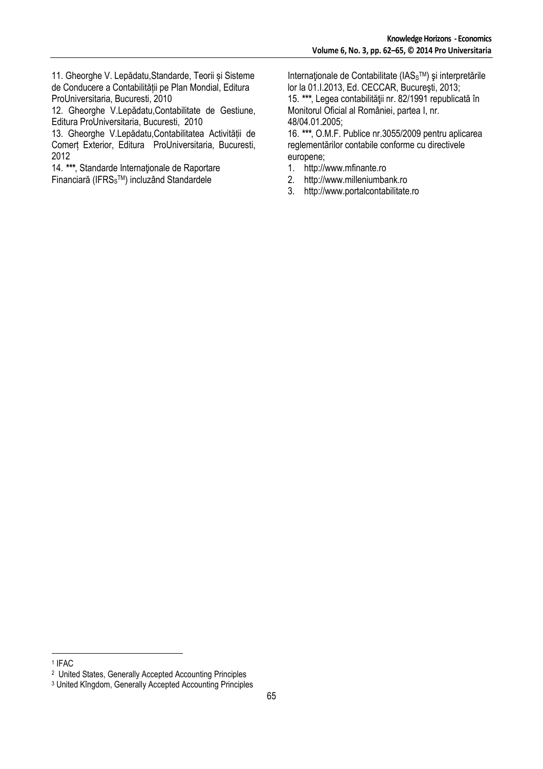11. Gheorghe V. Lepădatu,Standarde, Teorii și Sisteme de Conducere a Contabilității pe Plan Mondial, Editura ProUniversitaria, Bucuresti, 2010

12. Gheorghe V.Lepădatu,Contabilitate de Gestiune, Editura ProUniversitaria, Bucuresti, 2010

13. Gheorghe V.Lepădatu,Contabilitatea Activității de Comerț Exterior, Editura ProUniversitaria, Bucuresti, 2012

14. ***, Standarde Internaţionale de Raportare Financiară (IFRSs™) incluzând Standardele Internaţionale de Contabilitate (IASs™) şi interpretările lor la 01.I.2013, Ed. CECCAR, Bucureşti, 2013;

15. ***, Legea contabilităţii nr. 82/1991 republicată în Monitorul Oficial al României, partea I, nr. 48/04.01.2005;

16. ***, O.M.F. Publice nr.3055/2009 pentru aplicarea reglementărilor contabile conforme cu directivele europene;

1. http://www.mfinante.ro
2. http://www.milleniumbank.ro
3. http://www.portalcontabilitate.ro

---

[1] IFAC

[2] United States, Generally Accepted Accounting Principles

[3] United Kîngdom, Generally Accepted Accounting Principles